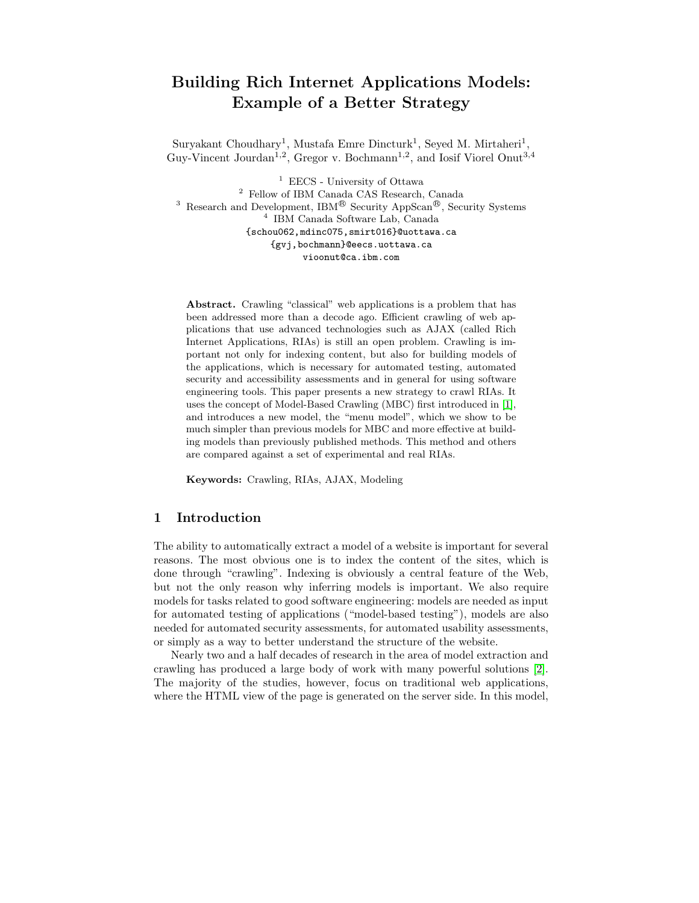# Building Rich Internet Applications Models: Example of a Better Strategy

Suryakant Choudhary[1], Mustafa Emre Dincturk[1], Seyed M. Mirtaheri[1], Guy-Vincent Jourdan[1,2], Gregor v. Bochmann[1,2], and Iosif Viorel Onut[3,4]

[1] EECS - University of Ottawa
[2] Fellow of IBM Canada CAS Research, Canada
[3] Research and Development, IBM® Security AppScan®, Security Systems
[4] IBM Canada Software Lab, Canada
{schou062,mdinc075,smirt016}@uottawa.ca
{gvj,bochmann}@eecs.uottawa.ca
vioonut@ca.ibm.com

**Abstract.** Crawling "classical" web applications is a problem that has been addressed more than a decode ago. Efficient crawling of web applications that use advanced technologies such as AJAX (called Rich Internet Applications, RIAs) is still an open problem. Crawling is important not only for indexing content, but also for building models of the applications, which is necessary for automated testing, automated security and accessibility assessments and in general for using software engineering tools. This paper presents a new strategy to crawl RIAs. It uses the concept of Model-Based Crawling (MBC) first introduced in [1], and introduces a new model, the "menu model", which we show to be much simpler than previous models for MBC and more effective at building models than previously published methods. This method and others are compared against a set of experimental and real RIAs.

**Keywords:** Crawling, RIAs, AJAX, Modeling

## 1 Introduction

The ability to automatically extract a model of a website is important for several reasons. The most obvious one is to index the content of the sites, which is done through "crawling". Indexing is obviously a central feature of the Web, but not the only reason why inferring models is important. We also require models for tasks related to good software engineering: models are needed as input for automated testing of applications ("model-based testing"), models are also needed for automated security assessments, for automated usability assessments, or simply as a way to better understand the structure of the website.

Nearly two and a half decades of research in the area of model extraction and crawling has produced a large body of work with many powerful solutions [2]. The majority of the studies, however, focus on traditional web applications, where the HTML view of the page is generated on the server side. In this model,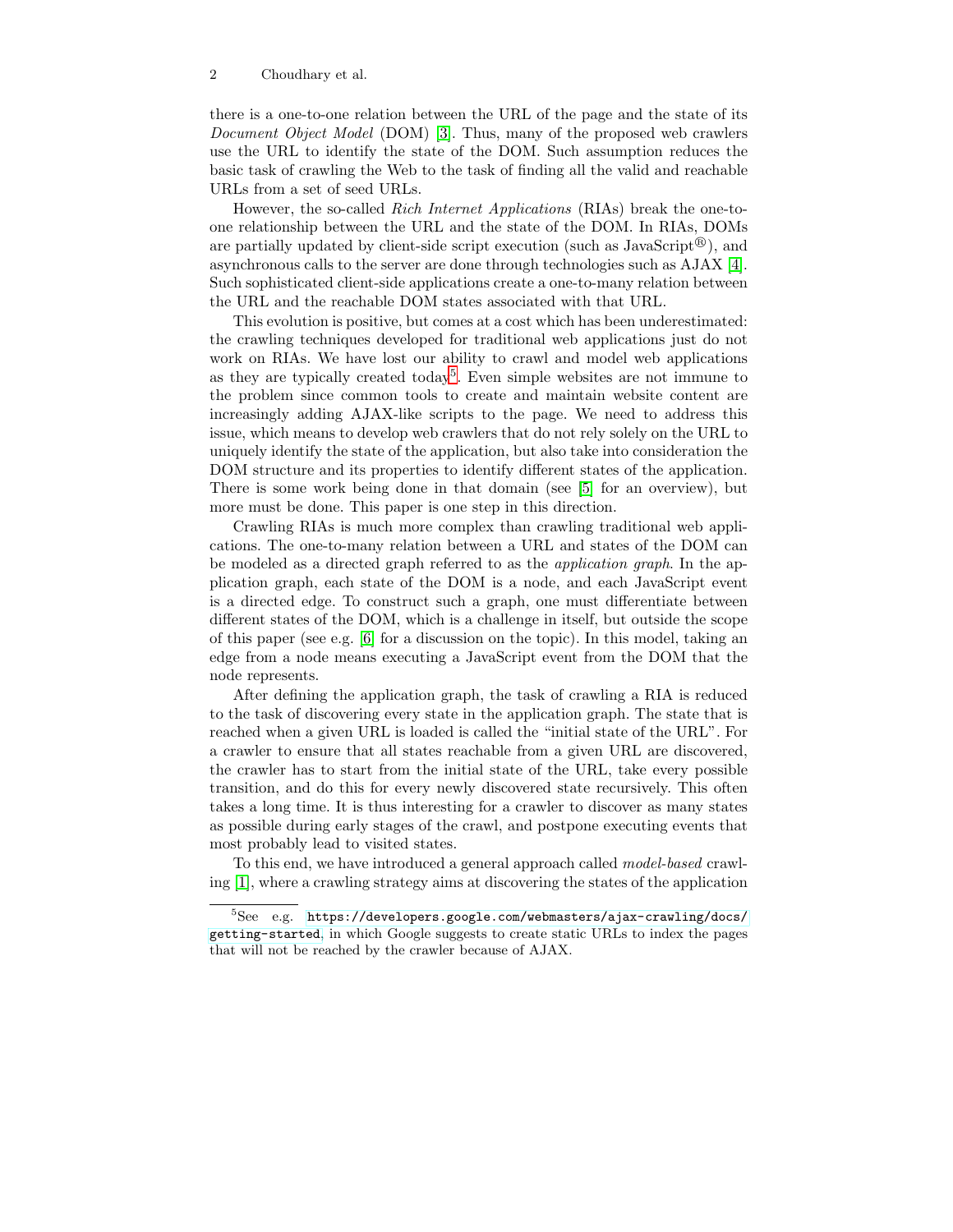there is a one-to-one relation between the URL of the page and the state of its *Document Object Model* (DOM) [3]. Thus, many of the proposed web crawlers use the URL to identify the state of the DOM. Such assumption reduces the basic task of crawling the Web to the task of finding all the valid and reachable URLs from a set of seed URLs.

However, the so-called *Rich Internet Applications* (RIAs) break the one-to-one relationship between the URL and the state of the DOM. In RIAs, DOMs are partially updated by client-side script execution (such as JavaScript®), and asynchronous calls to the server are done through technologies such as AJAX [4]. Such sophisticated client-side applications create a one-to-many relation between the URL and the reachable DOM states associated with that URL.

This evolution is positive, but comes at a cost which has been underestimated: the crawling techniques developed for traditional web applications just do not work on RIAs. We have lost our ability to crawl and model web applications as they are typically created today[5]. Even simple websites are not immune to the problem since common tools to create and maintain website content are increasingly adding AJAX-like scripts to the page. We need to address this issue, which means to develop web crawlers that do not rely solely on the URL to uniquely identify the state of the application, but also take into consideration the DOM structure and its properties to identify different states of the application. There is some work being done in that domain (see [5] for an overview), but more must be done. This paper is one step in this direction.

Crawling RIAs is much more complex than crawling traditional web applications. The one-to-many relation between a URL and states of the DOM can be modeled as a directed graph referred to as the *application graph*. In the application graph, each state of the DOM is a node, and each JavaScript event is a directed edge. To construct such a graph, one must differentiate between different states of the DOM, which is a challenge in itself, but outside the scope of this paper (see e.g. [6] for a discussion on the topic). In this model, taking an edge from a node means executing a JavaScript event from the DOM that the node represents.

After defining the application graph, the task of crawling a RIA is reduced to the task of discovering every state in the application graph. The state that is reached when a given URL is loaded is called the "initial state of the URL". For a crawler to ensure that all states reachable from a given URL are discovered, the crawler has to start from the initial state of the URL, take every possible transition, and do this for every newly discovered state recursively. This often takes a long time. It is thus interesting for a crawler to discover as many states as possible during early stages of the crawl, and postpone executing events that most probably lead to visited states.

To this end, we have introduced a general approach called *model-based* crawling [1], where a crawling strategy aims at discovering the states of the application

---

[5] See e.g. https://developers.google.com/webmasters/ajax-crawling/docs/getting-started, in which Google suggests to create static URLs to index the pages that will not be reached by the crawler because of AJAX.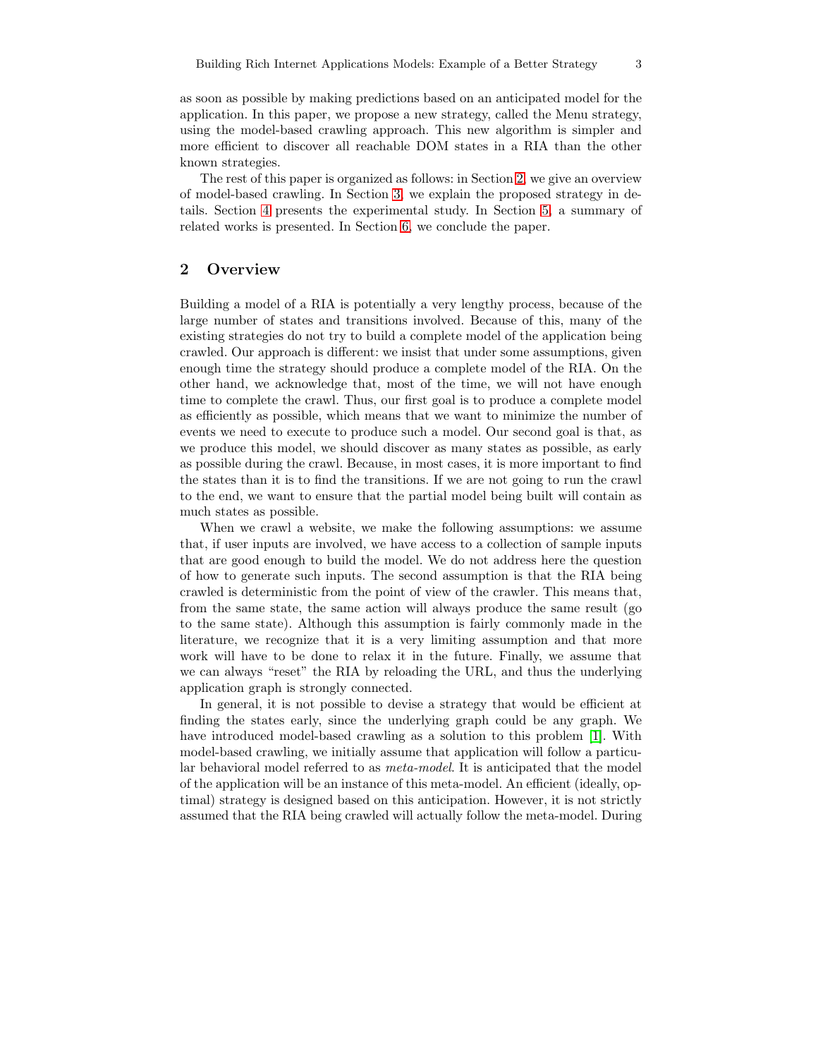as soon as possible by making predictions based on an anticipated model for the application. In this paper, we propose a new strategy, called the Menu strategy, using the model-based crawling approach. This new algorithm is simpler and more efficient to discover all reachable DOM states in a RIA than the other known strategies.

The rest of this paper is organized as follows: in Section 2, we give an overview of model-based crawling. In Section 3, we explain the proposed strategy in details. Section 4 presents the experimental study. In Section 5, a summary of related works is presented. In Section 6, we conclude the paper.

## 2 Overview

Building a model of a RIA is potentially a very lengthy process, because of the large number of states and transitions involved. Because of this, many of the existing strategies do not try to build a complete model of the application being crawled. Our approach is different: we insist that under some assumptions, given enough time the strategy should produce a complete model of the RIA. On the other hand, we acknowledge that, most of the time, we will not have enough time to complete the crawl. Thus, our first goal is to produce a complete model as efficiently as possible, which means that we want to minimize the number of events we need to execute to produce such a model. Our second goal is that, as we produce this model, we should discover as many states as possible, as early as possible during the crawl. Because, in most cases, it is more important to find the states than it is to find the transitions. If we are not going to run the crawl to the end, we want to ensure that the partial model being built will contain as much states as possible.

When we crawl a website, we make the following assumptions: we assume that, if user inputs are involved, we have access to a collection of sample inputs that are good enough to build the model. We do not address here the question of how to generate such inputs. The second assumption is that the RIA being crawled is deterministic from the point of view of the crawler. This means that, from the same state, the same action will always produce the same result (go to the same state). Although this assumption is fairly commonly made in the literature, we recognize that it is a very limiting assumption and that more work will have to be done to relax it in the future. Finally, we assume that we can always "reset" the RIA by reloading the URL, and thus the underlying application graph is strongly connected.

In general, it is not possible to devise a strategy that would be efficient at finding the states early, since the underlying graph could be any graph. We have introduced model-based crawling as a solution to this problem [1]. With model-based crawling, we initially assume that application will follow a particular behavioral model referred to as *meta-model*. It is anticipated that the model of the application will be an instance of this meta-model. An efficient (ideally, optimal) strategy is designed based on this anticipation. However, it is not strictly assumed that the RIA being crawled will actually follow the meta-model. During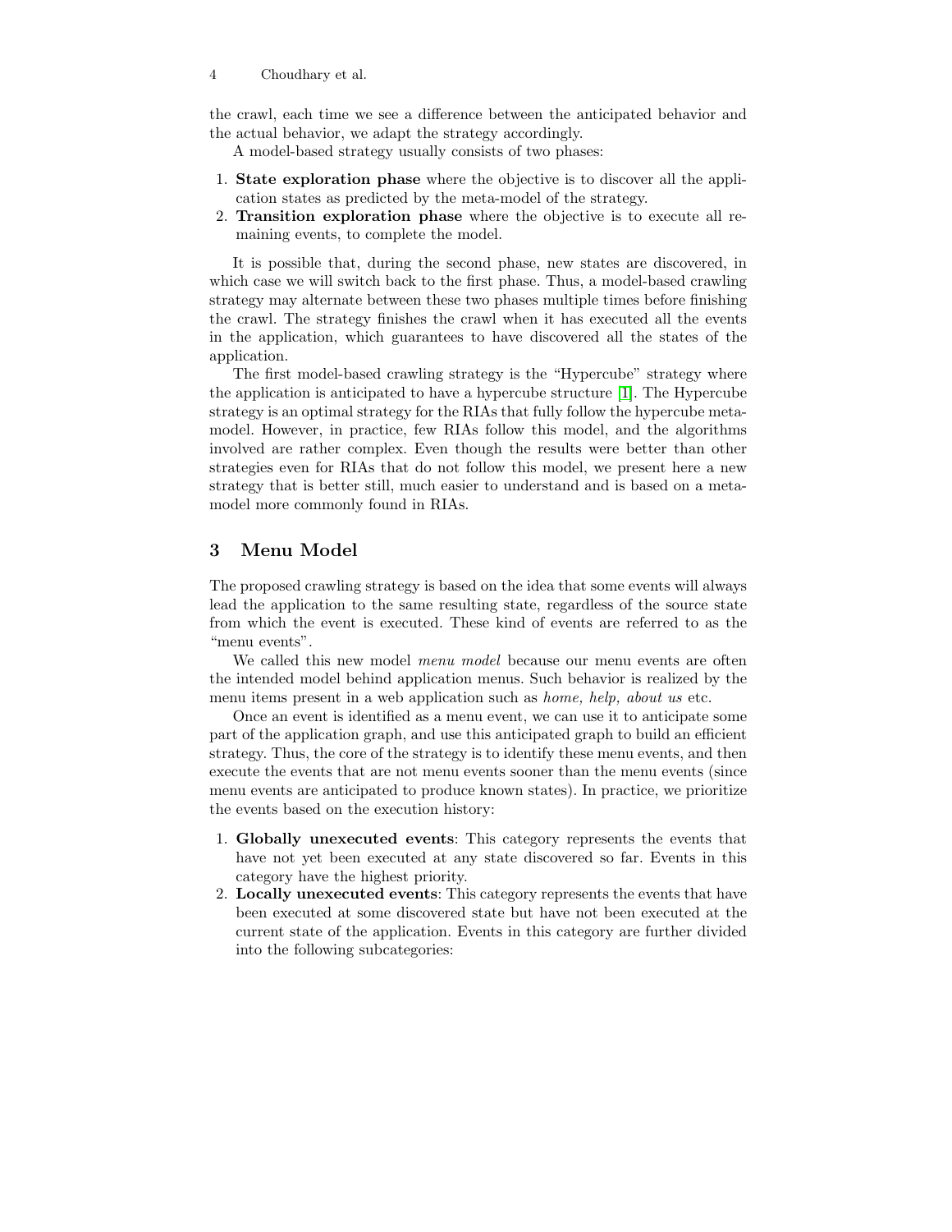the crawl, each time we see a difference between the anticipated behavior and the actual behavior, we adapt the strategy accordingly.

A model-based strategy usually consists of two phases:

1. **State exploration phase** where the objective is to discover all the application states as predicted by the meta-model of the strategy.
2. **Transition exploration phase** where the objective is to execute all remaining events, to complete the model.

It is possible that, during the second phase, new states are discovered, in which case we will switch back to the first phase. Thus, a model-based crawling strategy may alternate between these two phases multiple times before finishing the crawl. The strategy finishes the crawl when it has executed all the events in the application, which guarantees to have discovered all the states of the application.

The first model-based crawling strategy is the "Hypercube" strategy where the application is anticipated to have a hypercube structure [1]. The Hypercube strategy is an optimal strategy for the RIAs that fully follow the hypercube meta-model. However, in practice, few RIAs follow this model, and the algorithms involved are rather complex. Even though the results were better than other strategies even for RIAs that do not follow this model, we present here a new strategy that is better still, much easier to understand and is based on a meta-model more commonly found in RIAs.

## 3 Menu Model

The proposed crawling strategy is based on the idea that some events will always lead the application to the same resulting state, regardless of the source state from which the event is executed. These kind of events are referred to as the "menu events".

We called this new model *menu model* because our menu events are often the intended model behind application menus. Such behavior is realized by the menu items present in a web application such as *home, help, about us* etc.

Once an event is identified as a menu event, we can use it to anticipate some part of the application graph, and use this anticipated graph to build an efficient strategy. Thus, the core of the strategy is to identify these menu events, and then execute the events that are not menu events sooner than the menu events (since menu events are anticipated to produce known states). In practice, we prioritize the events based on the execution history:

1. **Globally unexecuted events**: This category represents the events that have not yet been executed at any state discovered so far. Events in this category have the highest priority.
2. **Locally unexecuted events**: This category represents the events that have been executed at some discovered state but have not been executed at the current state of the application. Events in this category are further divided into the following subcategories: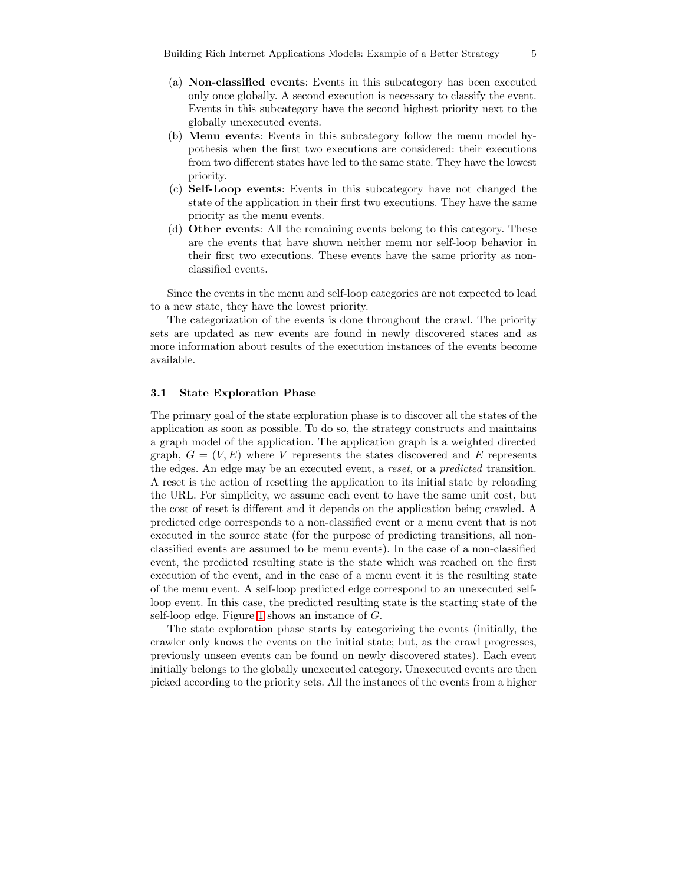(a) **Non-classified events**: Events in this subcategory has been executed only once globally. A second execution is necessary to classify the event. Events in this subcategory have the second highest priority next to the globally unexecuted events.

(b) **Menu events**: Events in this subcategory follow the menu model hypothesis when the first two executions are considered: their executions from two different states have led to the same state. They have the lowest priority.

(c) **Self-Loop events**: Events in this subcategory have not changed the state of the application in their first two executions. They have the same priority as the menu events.

(d) **Other events**: All the remaining events belong to this category. These are the events that have shown neither menu nor self-loop behavior in their first two executions. These events have the same priority as non-classified events.

Since the events in the menu and self-loop categories are not expected to lead to a new state, they have the lowest priority.

The categorization of the events is done throughout the crawl. The priority sets are updated as new events are found in newly discovered states and as more information about results of the execution instances of the events become available.

### 3.1 State Exploration Phase

The primary goal of the state exploration phase is to discover all the states of the application as soon as possible. To do so, the strategy constructs and maintains a graph model of the application. The application graph is a weighted directed graph, $G = (V, E)$ where $V$ represents the states discovered and $E$ represents the edges. An edge may be an executed event, a *reset*, or a *predicted* transition. A reset is the action of resetting the application to its initial state by reloading the URL. For simplicity, we assume each event to have the same unit cost, but the cost of reset is different and it depends on the application being crawled. A predicted edge corresponds to a non-classified event or a menu event that is not executed in the source state (for the purpose of predicting transitions, all non-classified events are assumed to be menu events). In the case of a non-classified event, the predicted resulting state is the state which was reached on the first execution of the event, and in the case of a menu event it is the resulting state of the menu event. A self-loop predicted edge correspond to an unexecuted self-loop event. In this case, the predicted resulting state is the starting state of the self-loop edge. Figure 1 shows an instance of $G$.

The state exploration phase starts by categorizing the events (initially, the crawler only knows the events on the initial state; but, as the crawl progresses, previously unseen events can be found on newly discovered states). Each event initially belongs to the globally unexecuted category. Unexecuted events are then picked according to the priority sets. All the instances of the events from a higher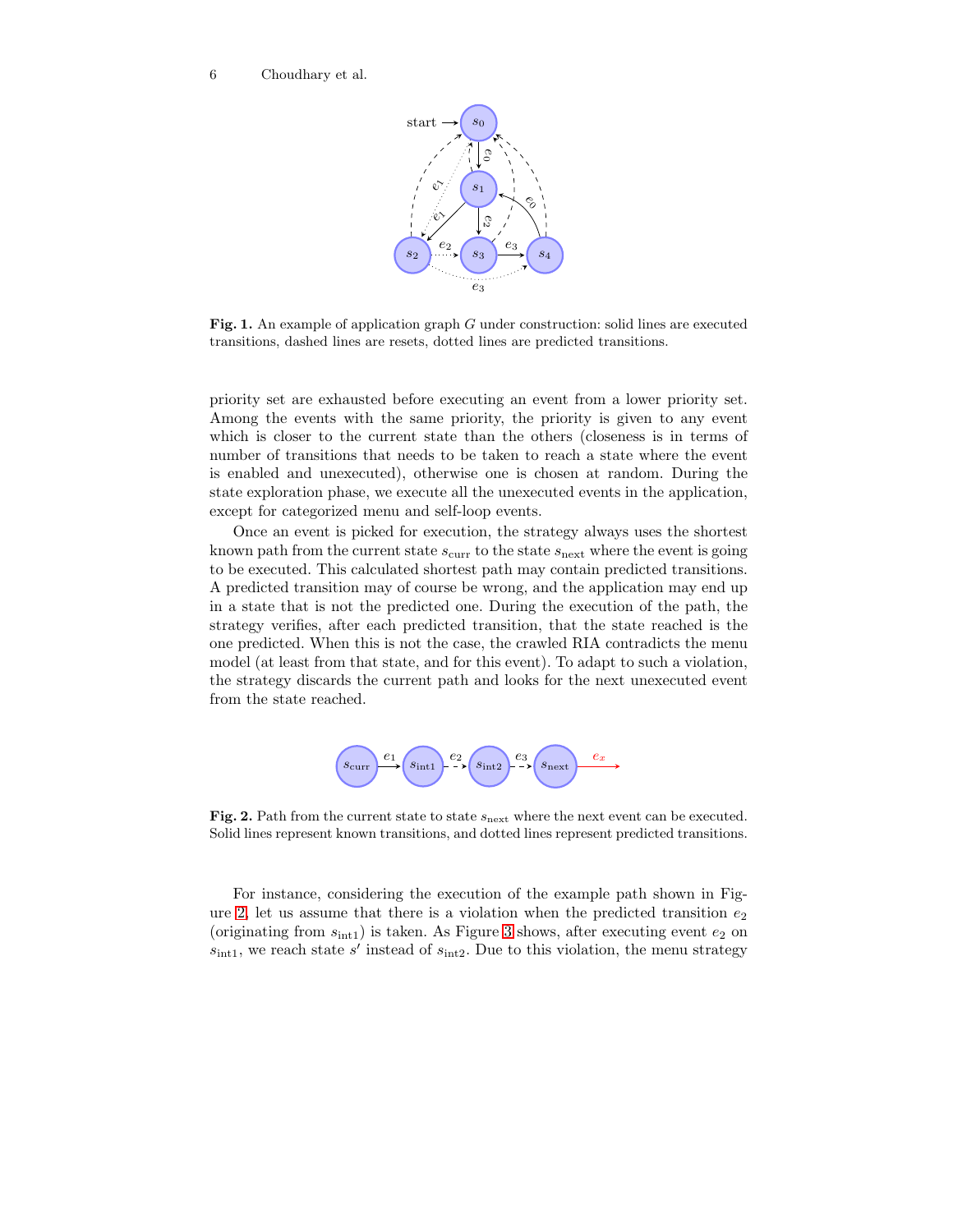**Fig. 1.** An example of application graph $G$ under construction: solid lines are executed transitions, dashed lines are resets, dotted lines are predicted transitions.

priority set are exhausted before executing an event from a lower priority set. Among the events with the same priority, the priority is given to any event which is closer to the current state than the others (closeness is in terms of number of transitions that needs to be taken to reach a state where the event is enabled and unexecuted), otherwise one is chosen at random. During the state exploration phase, we execute all the unexecuted events in the application, except for categorized menu and self-loop events.

Once an event is picked for execution, the strategy always uses the shortest known path from the current state $s_{\text{curr}}$ to the state $s_{\text{next}}$ where the event is going to be executed. This calculated shortest path may contain predicted transitions. A predicted transition may of course be wrong, and the application may end up in a state that is not the predicted one. During the execution of the path, the strategy verifies, after each predicted transition, that the state reached is the one predicted. When this is not the case, the crawled RIA contradicts the menu model (at least from that state, and for this event). To adapt to such a violation, the strategy discards the current path and looks for the next unexecuted event from the state reached.

**Fig. 2.** Path from the current state to state $s_{\text{next}}$ where the next event can be executed. Solid lines represent known transitions, and dotted lines represent predicted transitions.

For instance, considering the execution of the example path shown in Figure 2, let us assume that there is a violation when the predicted transition $e_2$ (originating from $s_{\text{int1}}$) is taken. As Figure 3 shows, after executing event $e_2$ on $s_{\text{int1}}$, we reach state $s'$ instead of $s_{\text{int2}}$. Due to this violation, the menu strategy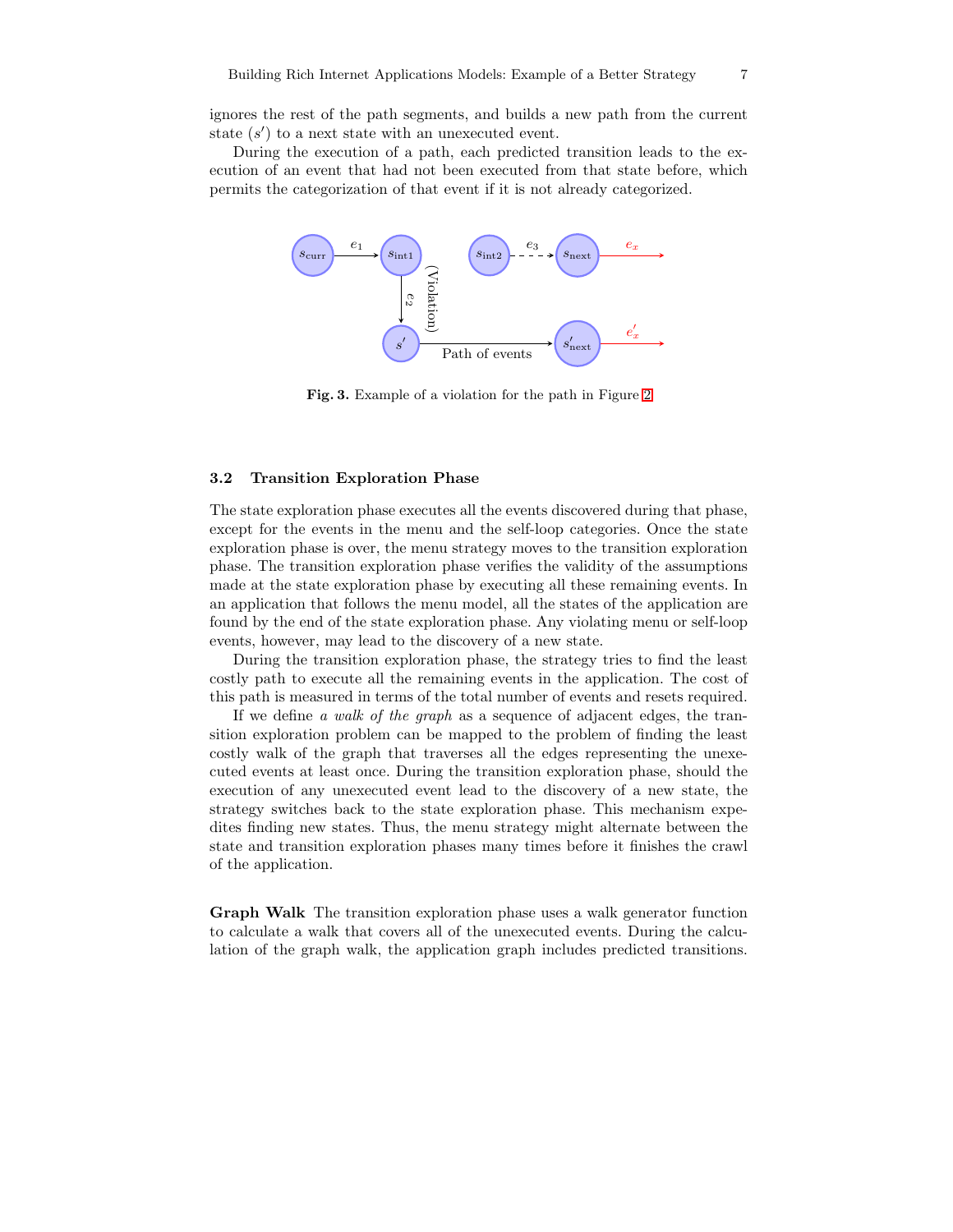ignores the rest of the path segments, and builds a new path from the current state ($s'$) to a next state with an unexecuted event.

During the execution of a path, each predicted transition leads to the execution of an event that had not been executed from that state before, which permits the categorization of that event if it is not already categorized.

**Fig. 3.** Example of a violation for the path in Figure 2

### 3.2 Transition Exploration Phase

The state exploration phase executes all the events discovered during that phase, except for the events in the menu and the self-loop categories. Once the state exploration phase is over, the menu strategy moves to the transition exploration phase. The transition exploration phase verifies the validity of the assumptions made at the state exploration phase by executing all these remaining events. In an application that follows the menu model, all the states of the application are found by the end of the state exploration phase. Any violating menu or self-loop events, however, may lead to the discovery of a new state.

During the transition exploration phase, the strategy tries to find the least costly path to execute all the remaining events in the application. The cost of this path is measured in terms of the total number of events and resets required.

If we define *a walk of the graph* as a sequence of adjacent edges, the transition exploration problem can be mapped to the problem of finding the least costly walk of the graph that traverses all the edges representing the unexecuted events at least once. During the transition exploration phase, should the execution of any unexecuted event lead to the discovery of a new state, the strategy switches back to the state exploration phase. This mechanism expedites finding new states. Thus, the menu strategy might alternate between the state and transition exploration phases many times before it finishes the crawl of the application.

**Graph Walk** The transition exploration phase uses a walk generator function to calculate a walk that covers all of the unexecuted events. During the calculation of the graph walk, the application graph includes predicted transitions.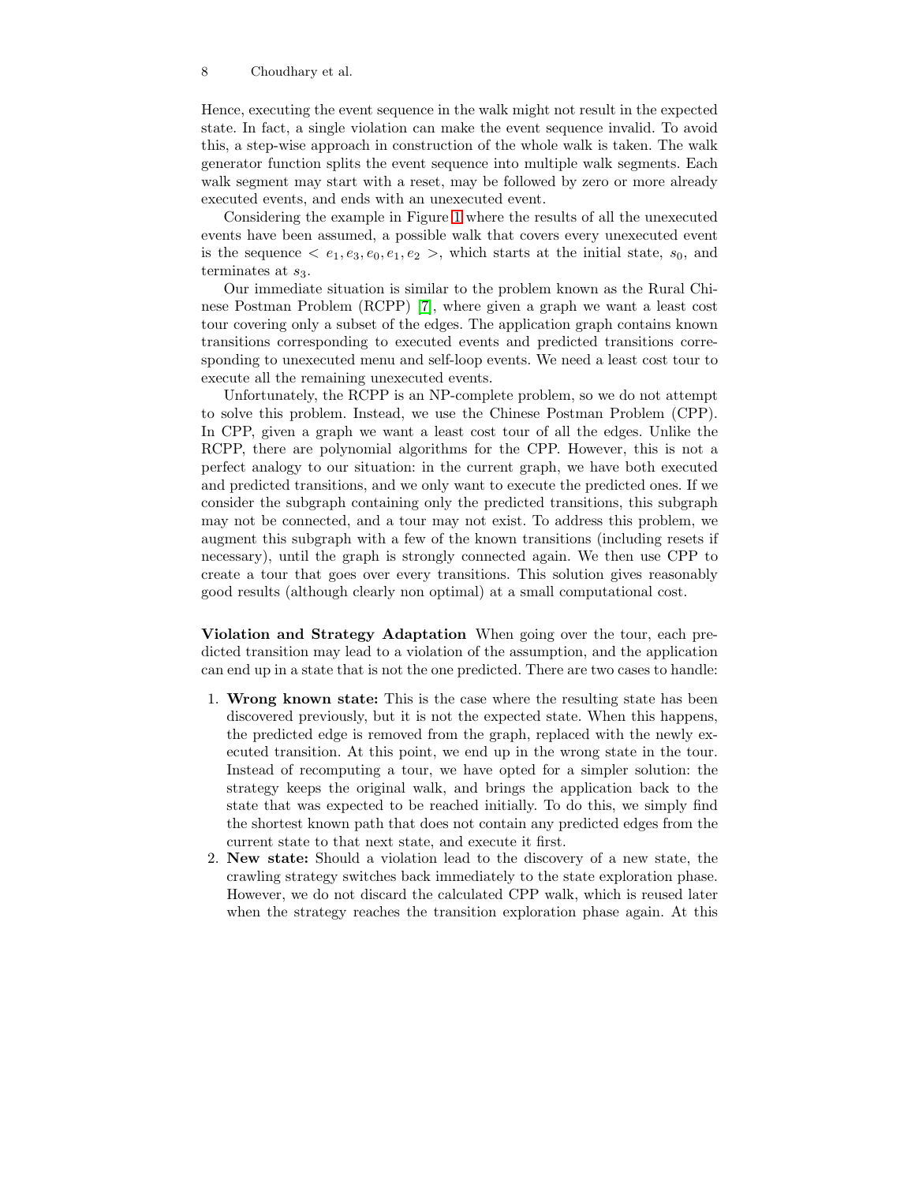Hence, executing the event sequence in the walk might not result in the expected state. In fact, a single violation can make the event sequence invalid. To avoid this, a step-wise approach in construction of the whole walk is taken. The walk generator function splits the event sequence into multiple walk segments. Each walk segment may start with a reset, may be followed by zero or more already executed events, and ends with an unexecuted event.

Considering the example in Figure 1 where the results of all the unexecuted events have been assumed, a possible walk that covers every unexecuted event is the sequence $< e_1, e_3, e_0, e_1, e_2 >$, which starts at the initial state, $s_0$, and terminates at $s_3$.

Our immediate situation is similar to the problem known as the Rural Chinese Postman Problem (RCPP) [7], where given a graph we want a least cost tour covering only a subset of the edges. The application graph contains known transitions corresponding to executed events and predicted transitions corresponding to unexecuted menu and self-loop events. We need a least cost tour to execute all the remaining unexecuted events.

Unfortunately, the RCPP is an NP-complete problem, so we do not attempt to solve this problem. Instead, we use the Chinese Postman Problem (CPP). In CPP, given a graph we want a least cost tour of all the edges. Unlike the RCPP, there are polynomial algorithms for the CPP. However, this is not a perfect analogy to our situation: in the current graph, we have both executed and predicted transitions, and we only want to execute the predicted ones. If we consider the subgraph containing only the predicted transitions, this subgraph may not be connected, and a tour may not exist. To address this problem, we augment this subgraph with a few of the known transitions (including resets if necessary), until the graph is strongly connected again. We then use CPP to create a tour that goes over every transitions. This solution gives reasonably good results (although clearly non optimal) at a small computational cost.

**Violation and Strategy Adaptation** When going over the tour, each predicted transition may lead to a violation of the assumption, and the application can end up in a state that is not the one predicted. There are two cases to handle:

1. **Wrong known state:** This is the case where the resulting state has been discovered previously, but it is not the expected state. When this happens, the predicted edge is removed from the graph, replaced with the newly executed transition. At this point, we end up in the wrong state in the tour. Instead of recomputing a tour, we have opted for a simpler solution: the strategy keeps the original walk, and brings the application back to the state that was expected to be reached initially. To do this, we simply find the shortest known path that does not contain any predicted edges from the current state to that next state, and execute it first.
2. **New state:** Should a violation lead to the discovery of a new state, the crawling strategy switches back immediately to the state exploration phase. However, we do not discard the calculated CPP walk, which is reused later when the strategy reaches the transition exploration phase again. At this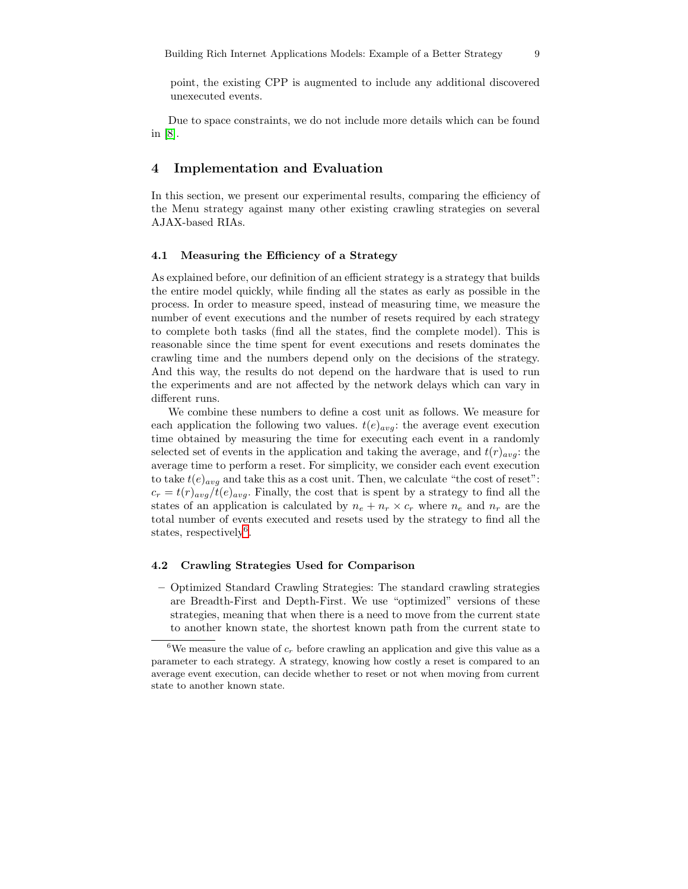point, the existing CPP is augmented to include any additional discovered unexecuted events.

Due to space constraints, we do not include more details which can be found in [8].

## 4 Implementation and Evaluation

In this section, we present our experimental results, comparing the efficiency of the Menu strategy against many other existing crawling strategies on several AJAX-based RIAs.

### 4.1 Measuring the Efficiency of a Strategy

As explained before, our definition of an efficient strategy is a strategy that builds the entire model quickly, while finding all the states as early as possible in the process. In order to measure speed, instead of measuring time, we measure the number of event executions and the number of resets required by each strategy to complete both tasks (find all the states, find the complete model). This is reasonable since the time spent for event executions and resets dominates the crawling time and the numbers depend only on the decisions of the strategy. And this way, the results do not depend on the hardware that is used to run the experiments and are not affected by the network delays which can vary in different runs.

We combine these numbers to define a cost unit as follows. We measure for each application the following two values. $t(e)_{avg}$: the average event execution time obtained by measuring the time for executing each event in a randomly selected set of events in the application and taking the average, and $t(r)_{avg}$: the average time to perform a reset. For simplicity, we consider each event execution to take $t(e)_{avg}$ and take this as a cost unit. Then, we calculate "the cost of reset": $c_r = t(r)_{avg}/t(e)_{avg}$. Finally, the cost that is spent by a strategy to find all the states of an application is calculated by $n_e + n_r \times c_r$ where $n_e$ and $n_r$ are the total number of events executed and resets used by the strategy to find all the states, respectively[6].

### 4.2 Crawling Strategies Used for Comparison

- Optimized Standard Crawling Strategies: The standard crawling strategies are Breadth-First and Depth-First. We use "optimized" versions of these strategies, meaning that when there is a need to move from the current state to another known state, the shortest known path from the current state to

---

[6] We measure the value of $c_r$ before crawling an application and give this value as a parameter to each strategy. A strategy, knowing how costly a reset is compared to an average event execution, can decide whether to reset or not when moving from current state to another known state.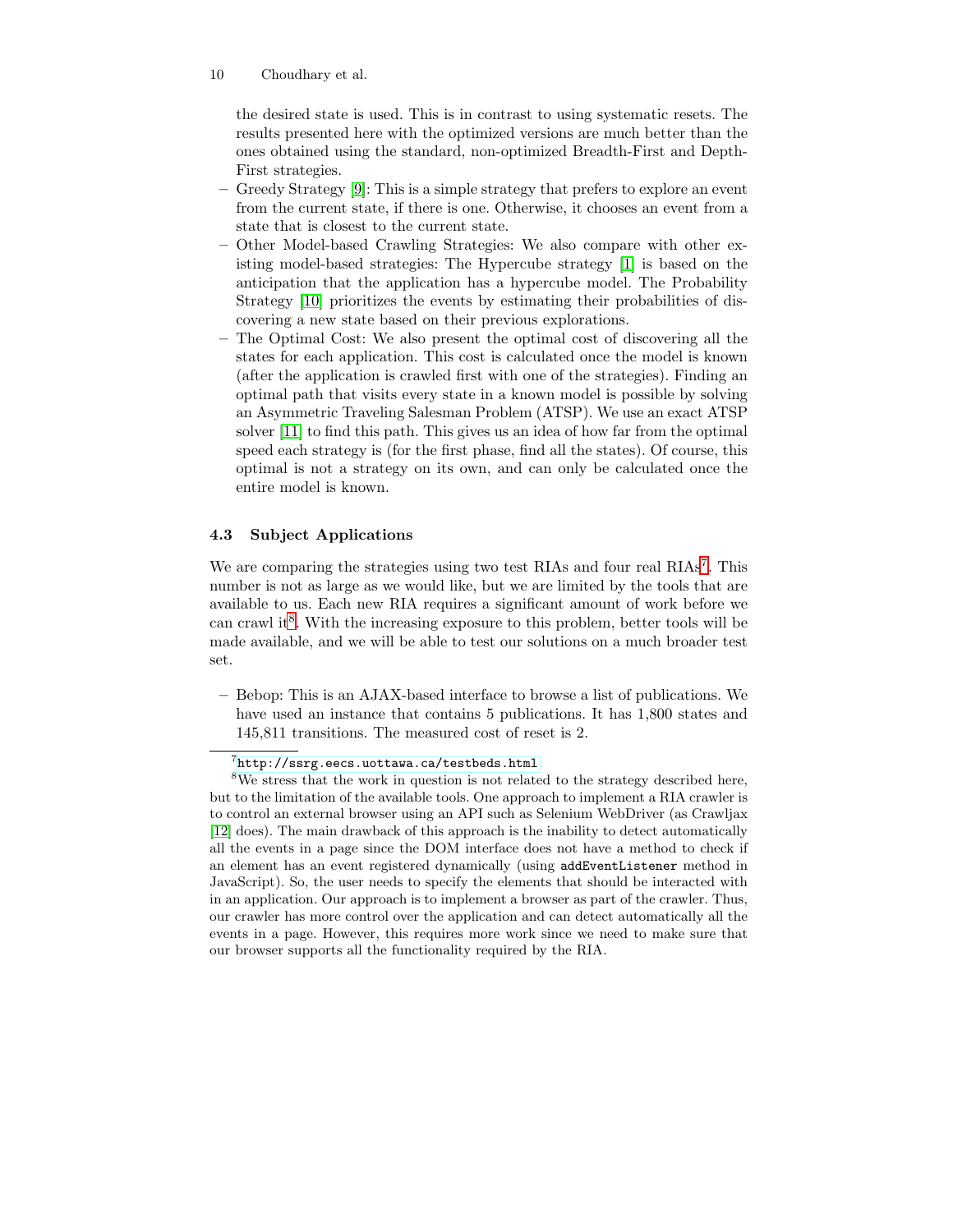the desired state is used. This is in contrast to using systematic resets. The results presented here with the optimized versions are much better than the ones obtained using the standard, non-optimized Breadth-First and Depth-First strategies.

- Greedy Strategy [9]: This is a simple strategy that prefers to explore an event from the current state, if there is one. Otherwise, it chooses an event from a state that is closest to the current state.
- Other Model-based Crawling Strategies: We also compare with other existing model-based strategies: The Hypercube strategy [1] is based on the anticipation that the application has a hypercube model. The Probability Strategy [10] prioritizes the events by estimating their probabilities of discovering a new state based on their previous explorations.
- The Optimal Cost: We also present the optimal cost of discovering all the states for each application. This cost is calculated once the model is known (after the application is crawled first with one of the strategies). Finding an optimal path that visits every state in a known model is possible by solving an Asymmetric Traveling Salesman Problem (ATSP). We use an exact ATSP solver [11] to find this path. This gives us an idea of how far from the optimal speed each strategy is (for the first phase, find all the states). Of course, this optimal is not a strategy on its own, and can only be calculated once the entire model is known.

### 4.3 Subject Applications

We are comparing the strategies using two test RIAs and four real RIAs[7]. This number is not as large as we would like, but we are limited by the tools that are available to us. Each new RIA requires a significant amount of work before we can crawl it[8]. With the increasing exposure to this problem, better tools will be made available, and we will be able to test our solutions on a much broader test set.

- Bebop: This is an AJAX-based interface to browse a list of publications. We have used an instance that contains 5 publications. It has 1,800 states and 145,811 transitions. The measured cost of reset is 2.

---

[7] http://ssrg.eecs.uottawa.ca/testbeds.html

[8] We stress that the work in question is not related to the strategy described here, but to the limitation of the available tools. One approach to implement a RIA crawler is to control an external browser using an API such as Selenium WebDriver (as Crawljax [12] does). The main drawback of this approach is the inability to detect automatically all the events in a page since the DOM interface does not have a method to check if an element has an event registered dynamically (using `addEventListener` method in JavaScript). So, the user needs to specify the elements that should be interacted with in an application. Our approach is to implement a browser as part of the crawler. Thus, our crawler has more control over the application and can detect automatically all the events in a page. However, this requires more work since we need to make sure that our browser supports all the functionality required by the RIA.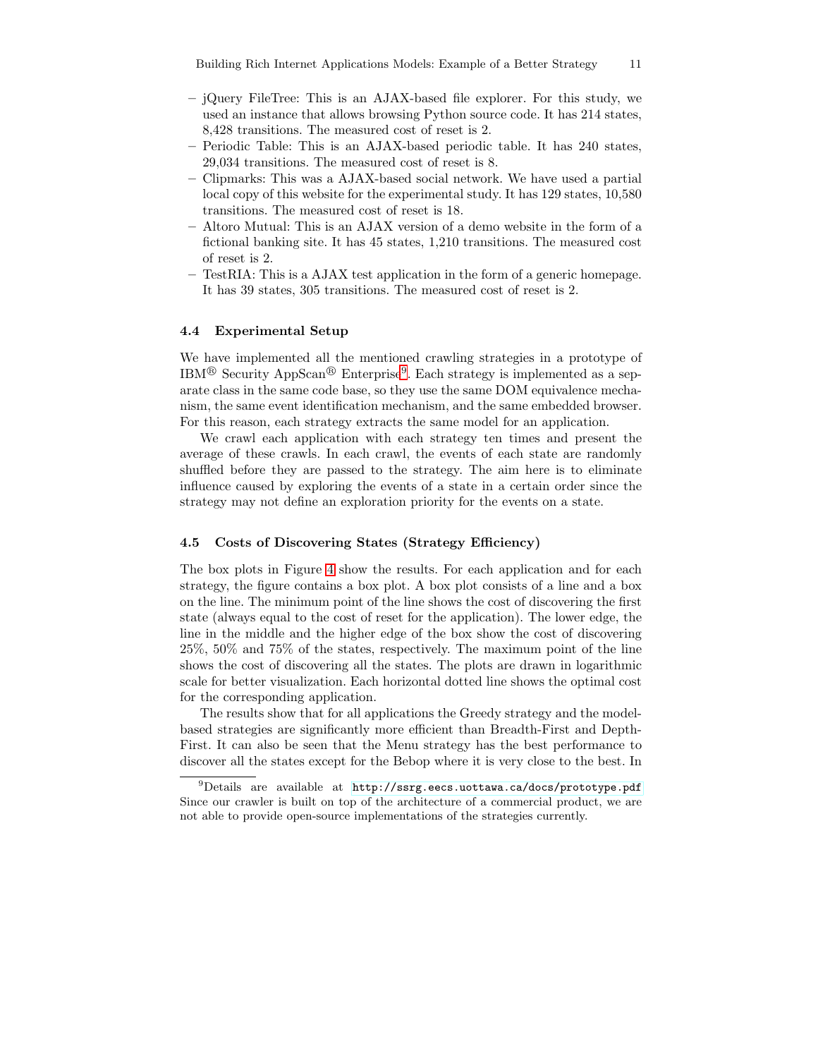- jQuery FileTree: This is an AJAX-based file explorer. For this study, we used an instance that allows browsing Python source code. It has 214 states, 8,428 transitions. The measured cost of reset is 2.
- Periodic Table: This is an AJAX-based periodic table. It has 240 states, 29,034 transitions. The measured cost of reset is 8.
- Clipmarks: This was a AJAX-based social network. We have used a partial local copy of this website for the experimental study. It has 129 states, 10,580 transitions. The measured cost of reset is 18.
- Altoro Mutual: This is an AJAX version of a demo website in the form of a fictional banking site. It has 45 states, 1,210 transitions. The measured cost of reset is 2.
- TestRIA: This is a AJAX test application in the form of a generic homepage. It has 39 states, 305 transitions. The measured cost of reset is 2.

### 4.4 Experimental Setup

We have implemented all the mentioned crawling strategies in a prototype of IBM® Security AppScan® Enterprise[9]. Each strategy is implemented as a separate class in the same code base, so they use the same DOM equivalence mechanism, the same event identification mechanism, and the same embedded browser. For this reason, each strategy extracts the same model for an application.

We crawl each application with each strategy ten times and present the average of these crawls. In each crawl, the events of each state are randomly shuffled before they are passed to the strategy. The aim here is to eliminate influence caused by exploring the events of a state in a certain order since the strategy may not define an exploration priority for the events on a state.

### 4.5 Costs of Discovering States (Strategy Efficiency)

The box plots in Figure 4 show the results. For each application and for each strategy, the figure contains a box plot. A box plot consists of a line and a box on the line. The minimum point of the line shows the cost of discovering the first state (always equal to the cost of reset for the application). The lower edge, the line in the middle and the higher edge of the box show the cost of discovering 25%, 50% and 75% of the states, respectively. The maximum point of the line shows the cost of discovering all the states. The plots are drawn in logarithmic scale for better visualization. Each horizontal dotted line shows the optimal cost for the corresponding application.

The results show that for all applications the Greedy strategy and the model-based strategies are significantly more efficient than Breadth-First and Depth-First. It can also be seen that the Menu strategy has the best performance to discover all the states except for the Bebop where it is very close to the best. In

[9] Details are available at `http://ssrg.eecs.uottawa.ca/docs/prototype.pdf` Since our crawler is built on top of the architecture of a commercial product, we are not able to provide open-source implementations of the strategies currently.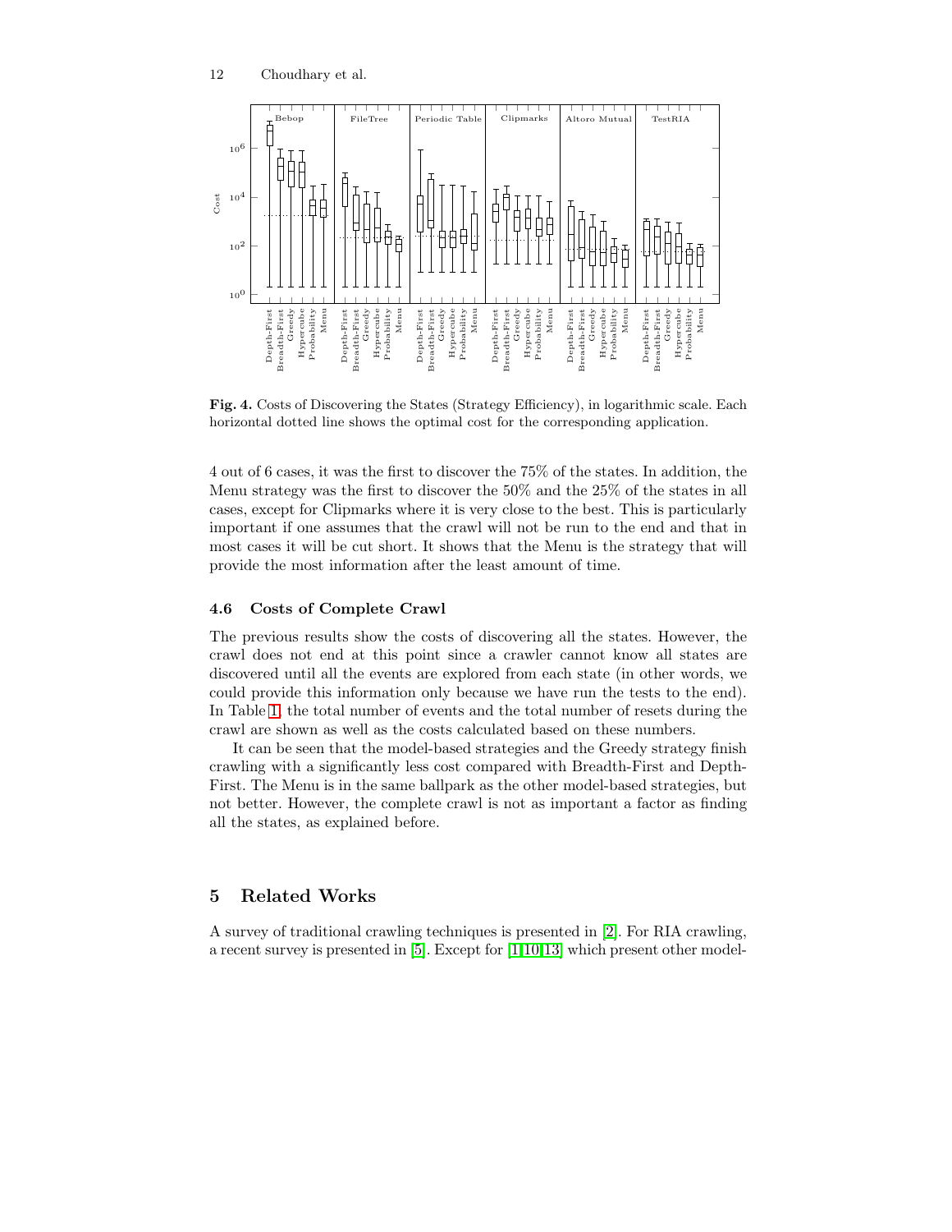**Fig. 4.** Costs of Discovering the States (Strategy Efficiency), in logarithmic scale. Each horizontal dotted line shows the optimal cost for the corresponding application.

4 out of 6 cases, it was the first to discover the 75% of the states. In addition, the Menu strategy was the first to discover the 50% and the 25% of the states in all cases, except for Clipmarks where it is very close to the best. This is particularly important if one assumes that the crawl will not be run to the end and that in most cases it will be cut short. It shows that the Menu is the strategy that will provide the most information after the least amount of time.

### 4.6 Costs of Complete Crawl

The previous results show the costs of discovering all the states. However, the crawl does not end at this point since a crawler cannot know all states are discovered until all the events are explored from each state (in other words, we could provide this information only because we have run the tests to the end). In Table 1, the total number of events and the total number of resets during the crawl are shown as well as the costs calculated based on these numbers.

It can be seen that the model-based strategies and the Greedy strategy finish crawling with a significantly less cost compared with Breadth-First and Depth-First. The Menu is in the same ballpark as the other model-based strategies, but not better. However, the complete crawl is not as important a factor as finding all the states, as explained before.

## 5 Related Works

A survey of traditional crawling techniques is presented in [2]. For RIA crawling, a recent survey is presented in [5]. Except for [1,10,13] which present other model-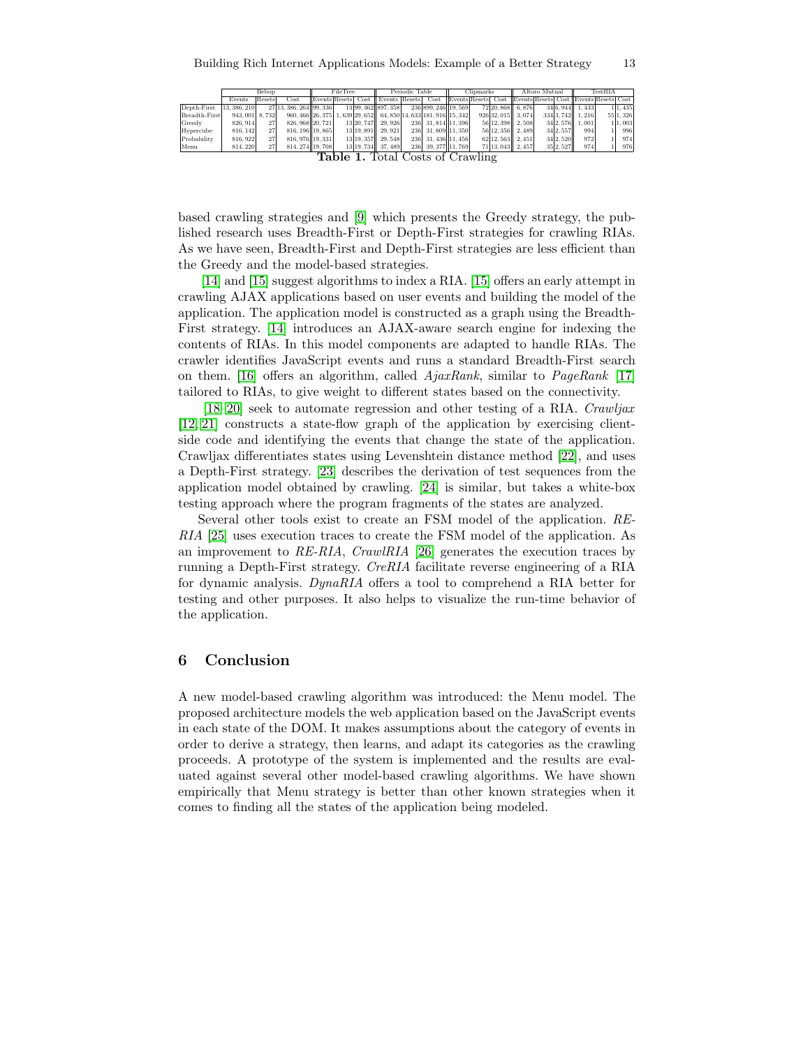| | Bebop | | | FileTree | | | Periodic Table | | | Clipmarks | | | Altoro Mutual | | | TestRIA | | |
|---|---|---|---|---|---|---|---|---|---|---|---|---|---|---|---|---|---|---|
| | Events | Resets | Cost | Events | Resets | Cost | Events | Resets | Cost | Events | Resets | Cost | Events | Resets | Cost | Events | Resets | Cost |
| Depth-First | 13, 386, 210 | 27 | 13, 386, 264 | 99, 336 | 13 | 99, 362 | 897, 358 | 236 | 899, 246 | 19, 569 | 72 | 20, 868 | 6, 876 | 34 | 6, 944 | 1, 433 | 1 | 1, 435 |
| Breadth-First | 943, 001 | 8, 732 | 960, 466 | 26, 375 | 1, 639 | 29, 652 | 64, 850 | 14, 633 | 181, 916 | 15, 342 | 926 | 32, 015 | 3, 074 | 334 | 3, 742 | 1, 216 | 55 | 1, 326 |
| Greedy | 826, 914 | 27 | 826, 968 | 20, 721 | 13 | 20, 747 | 29, 926 | 236 | 31, 814 | 11, 396 | 56 | 12, 398 | 2, 508 | 34 | 2, 576 | 1, 001 | 1 | 1, 003 |
| Hypercube | 816, 142 | 27 | 816, 196 | 19, 865 | 13 | 19, 891 | 29, 921 | 236 | 31, 809 | 11, 350 | 56 | 12, 356 | 2, 489 | 34 | 2, 557 | 994 | 1 | 996 |
| Probability | 816, 922 | 27 | 816, 976 | 19, 331 | 13 | 19, 357 | 29, 548 | 236 | 31, 436 | 11, 456 | 62 | 12, 563 | 2, 451 | 34 | 2, 520 | 972 | 1 | 974 |
| Menu | 814, 220 | 27 | 814, 274 | 19, 708 | 13 | 19, 734 | 37, 489 | 236 | 39, 377 | 11, 769 | 71 | 13, 043 | 2, 457 | 35 | 2, 527 | 974 | 1 | 976 |

**Table 1.** Total Costs of Crawling

based crawling strategies and [9] which presents the Greedy strategy, the published research uses Breadth-First or Depth-First strategies for crawling RIAs. As we have seen, Breadth-First and Depth-First strategies are less efficient than the Greedy and the model-based strategies.

[14] and [15] suggest algorithms to index a RIA. [15] offers an early attempt in crawling AJAX applications based on user events and building the model of the application. The application model is constructed as a graph using the Breadth-First strategy. [14] introduces an AJAX-aware search engine for indexing the contents of RIAs. In this model components are adapted to handle RIAs. The crawler identifies JavaScript events and runs a standard Breadth-First search on them. [16] offers an algorithm, called *AjaxRank*, similar to *PageRank* [17] tailored to RIAs, to give weight to different states based on the connectivity.

[18–20] seek to automate regression and other testing of a RIA. *Crawljax* [12, 21] constructs a state-flow graph of the application by exercising client-side code and identifying the events that change the state of the application. Crawljax differentiates states using Levenshtein distance method [22], and uses a Depth-First strategy. [23] describes the derivation of test sequences from the application model obtained by crawling. [24] is similar, but takes a white-box testing approach where the program fragments of the states are analyzed.

Several other tools exist to create an FSM model of the application. *RE-RIA* [25] uses execution traces to create the FSM model of the application. As an improvement to *RE-RIA*, *CrawlRIA* [26] generates the execution traces by running a Depth-First strategy. *CreRIA* facilitate reverse engineering of a RIA for dynamic analysis. *DynaRIA* offers a tool to comprehend a RIA better for testing and other purposes. It also helps to visualize the run-time behavior of the application.

## 6 Conclusion

A new model-based crawling algorithm was introduced: the Menu model. The proposed architecture models the web application based on the JavaScript events in each state of the DOM. It makes assumptions about the category of events in order to derive a strategy, then learns, and adapt its categories as the crawling proceeds. A prototype of the system is implemented and the results are evaluated against several other model-based crawling algorithms. We have shown empirically that Menu strategy is better than other known strategies when it comes to finding all the states of the application being modeled.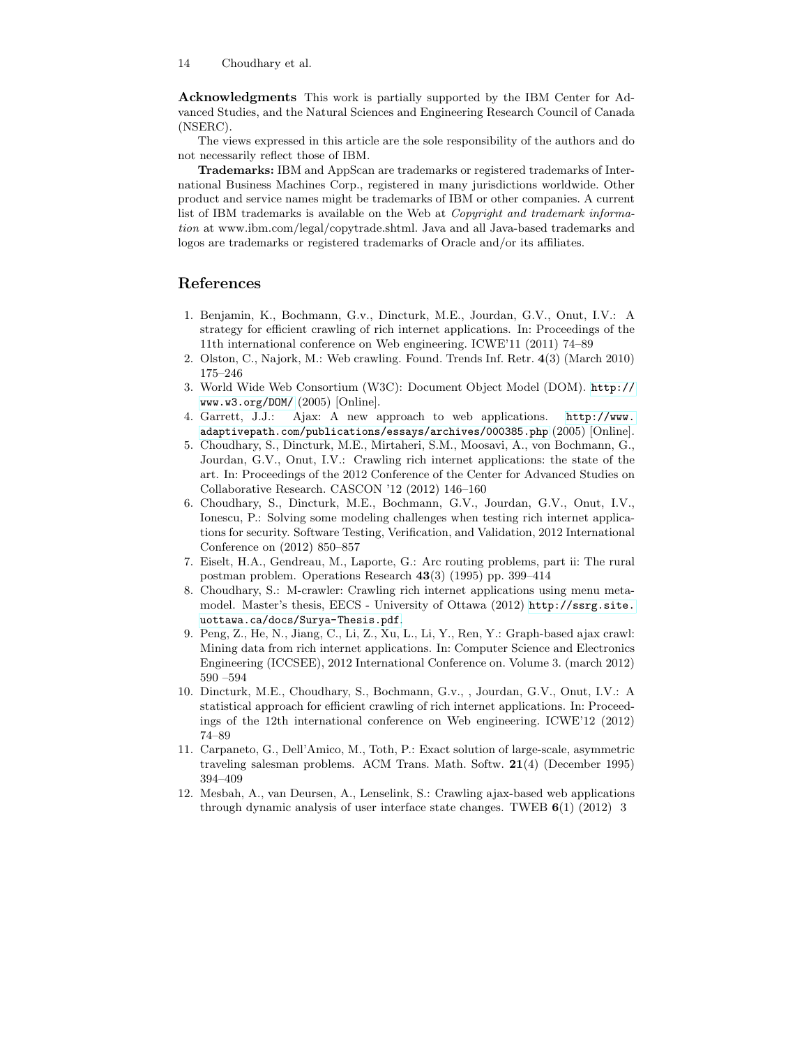**Acknowledgments** This work is partially supported by the IBM Center for Advanced Studies, and the Natural Sciences and Engineering Research Council of Canada (NSERC).

The views expressed in this article are the sole responsibility of the authors and do not necessarily reflect those of IBM.

**Trademarks:** IBM and AppScan are trademarks or registered trademarks of International Business Machines Corp., registered in many jurisdictions worldwide. Other product and service names might be trademarks of IBM or other companies. A current list of IBM trademarks is available on the Web at *Copyright and trademark information* at www.ibm.com/legal/copytrade.shtml. Java and all Java-based trademarks and logos are trademarks or registered trademarks of Oracle and/or its affiliates.

## References

1. Benjamin, K., Bochmann, G.v., Dincturk, M.E., Jourdan, G.V., Onut, I.V.: A strategy for efficient crawling of rich internet applications. In: Proceedings of the 11th international conference on Web engineering. ICWE'11 (2011) 74–89
2. Olston, C., Najork, M.: Web crawling. Found. Trends Inf. Retr. **4**(3) (March 2010) 175–246
3. World Wide Web Consortium (W3C): Document Object Model (DOM). `http://www.w3.org/DOM/` (2005) [Online].
4. Garrett, J.J.: Ajax: A new approach to web applications. `http://www.adaptivepath.com/publications/essays/archives/000385.php` (2005) [Online].
5. Choudhary, S., Dincturk, M.E., Mirtaheri, S.M., Moosavi, A., von Bochmann, G., Jourdan, G.V., Onut, I.V.: Crawling rich internet applications: the state of the art. In: Proceedings of the 2012 Conference of the Center for Advanced Studies on Collaborative Research. CASCON '12 (2012) 146–160
6. Choudhary, S., Dincturk, M.E., Bochmann, G.V., Jourdan, G.V., Onut, I.V., Ionescu, P.: Solving some modeling challenges when testing rich internet applications for security. Software Testing, Verification, and Validation, 2012 International Conference on (2012) 850–857
7. Eiselt, H.A., Gendreau, M., Laporte, G.: Arc routing problems, part ii: The rural postman problem. Operations Research **43**(3) (1995) pp. 399–414
8. Choudhary, S.: M-crawler: Crawling rich internet applications using menu meta-model. Master's thesis, EECS - University of Ottawa (2012) `http://ssrg.site.uottawa.ca/docs/Surya-Thesis.pdf`.
9. Peng, Z., He, N., Jiang, C., Li, Z., Xu, L., Li, Y., Ren, Y.: Graph-based ajax crawl: Mining data from rich internet applications. In: Computer Science and Electronics Engineering (ICCSEE), 2012 International Conference on. Volume 3. (march 2012) 590 –594
10. Dincturk, M.E., Choudhary, S., Bochmann, G.v., , Jourdan, G.V., Onut, I.V.: A statistical approach for efficient crawling of rich internet applications. In: Proceedings of the 12th international conference on Web engineering. ICWE'12 (2012) 74–89
11. Carpaneto, G., Dell'Amico, M., Toth, P.: Exact solution of large-scale, asymmetric traveling salesman problems. ACM Trans. Math. Softw. **21**(4) (December 1995) 394–409
12. Mesbah, A., van Deursen, A., Lenselink, S.: Crawling ajax-based web applications through dynamic analysis of user interface state changes. TWEB **6**(1) (2012) 3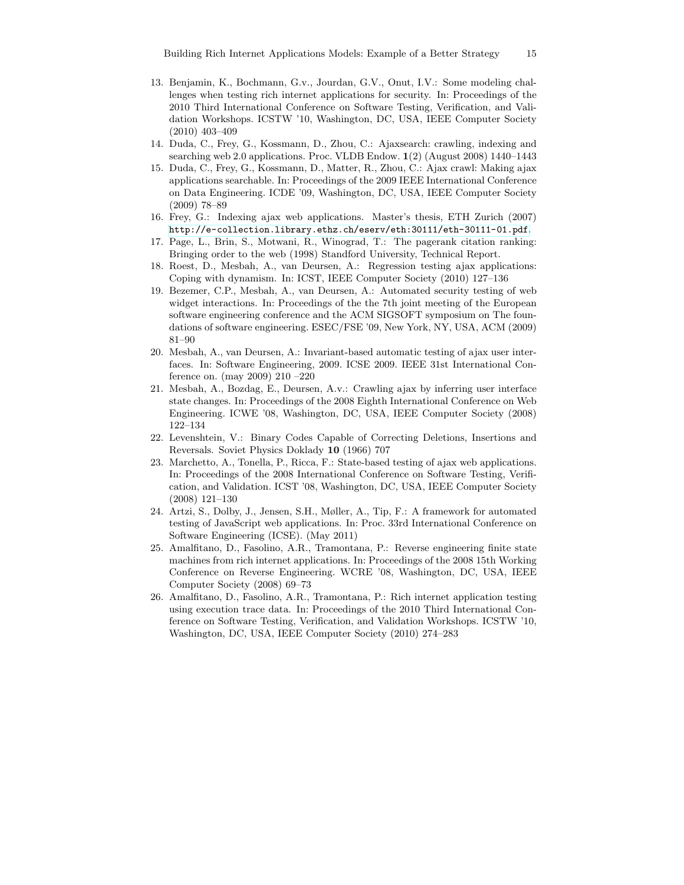13. Benjamin, K., Bochmann, G.v., Jourdan, G.V., Onut, I.V.: Some modeling challenges when testing rich internet applications for security. In: Proceedings of the 2010 Third International Conference on Software Testing, Verification, and Validation Workshops. ICSTW '10, Washington, DC, USA, IEEE Computer Society (2010) 403–409
14. Duda, C., Frey, G., Kossmann, D., Zhou, C.: Ajaxsearch: crawling, indexing and searching web 2.0 applications. Proc. VLDB Endow. **1**(2) (August 2008) 1440–1443
15. Duda, C., Frey, G., Kossmann, D., Matter, R., Zhou, C.: Ajax crawl: Making ajax applications searchable. In: Proceedings of the 2009 IEEE International Conference on Data Engineering. ICDE '09, Washington, DC, USA, IEEE Computer Society (2009) 78–89
16. Frey, G.: Indexing ajax web applications. Master's thesis, ETH Zurich (2007) http://e-collection.library.ethz.ch/eserv/eth:30111/eth-30111-01.pdf.
17. Page, L., Brin, S., Motwani, R., Winograd, T.: The pagerank citation ranking: Bringing order to the web (1998) Standford University, Technical Report.
18. Roest, D., Mesbah, A., van Deursen, A.: Regression testing ajax applications: Coping with dynamism. In: ICST, IEEE Computer Society (2010) 127–136
19. Bezemer, C.P., Mesbah, A., van Deursen, A.: Automated security testing of web widget interactions. In: Proceedings of the the 7th joint meeting of the European software engineering conference and the ACM SIGSOFT symposium on The foundations of software engineering. ESEC/FSE '09, New York, NY, USA, ACM (2009) 81–90
20. Mesbah, A., van Deursen, A.: Invariant-based automatic testing of ajax user interfaces. In: Software Engineering, 2009. ICSE 2009. IEEE 31st International Conference on. (may 2009) 210 –220
21. Mesbah, A., Bozdag, E., Deursen, A.v.: Crawling ajax by inferring user interface state changes. In: Proceedings of the 2008 Eighth International Conference on Web Engineering. ICWE '08, Washington, DC, USA, IEEE Computer Society (2008) 122–134
22. Levenshtein, V.: Binary Codes Capable of Correcting Deletions, Insertions and Reversals. Soviet Physics Doklady **10** (1966) 707
23. Marchetto, A., Tonella, P., Ricca, F.: State-based testing of ajax web applications. In: Proceedings of the 2008 International Conference on Software Testing, Verification, and Validation. ICST '08, Washington, DC, USA, IEEE Computer Society (2008) 121–130
24. Artzi, S., Dolby, J., Jensen, S.H., Møller, A., Tip, F.: A framework for automated testing of JavaScript web applications. In: Proc. 33rd International Conference on Software Engineering (ICSE). (May 2011)
25. Amalfitano, D., Fasolino, A.R., Tramontana, P.: Reverse engineering finite state machines from rich internet applications. In: Proceedings of the 2008 15th Working Conference on Reverse Engineering. WCRE '08, Washington, DC, USA, IEEE Computer Society (2008) 69–73
26. Amalfitano, D., Fasolino, A.R., Tramontana, P.: Rich internet application testing using execution trace data. In: Proceedings of the 2010 Third International Conference on Software Testing, Verification, and Validation Workshops. ICSTW '10, Washington, DC, USA, IEEE Computer Society (2010) 274–283